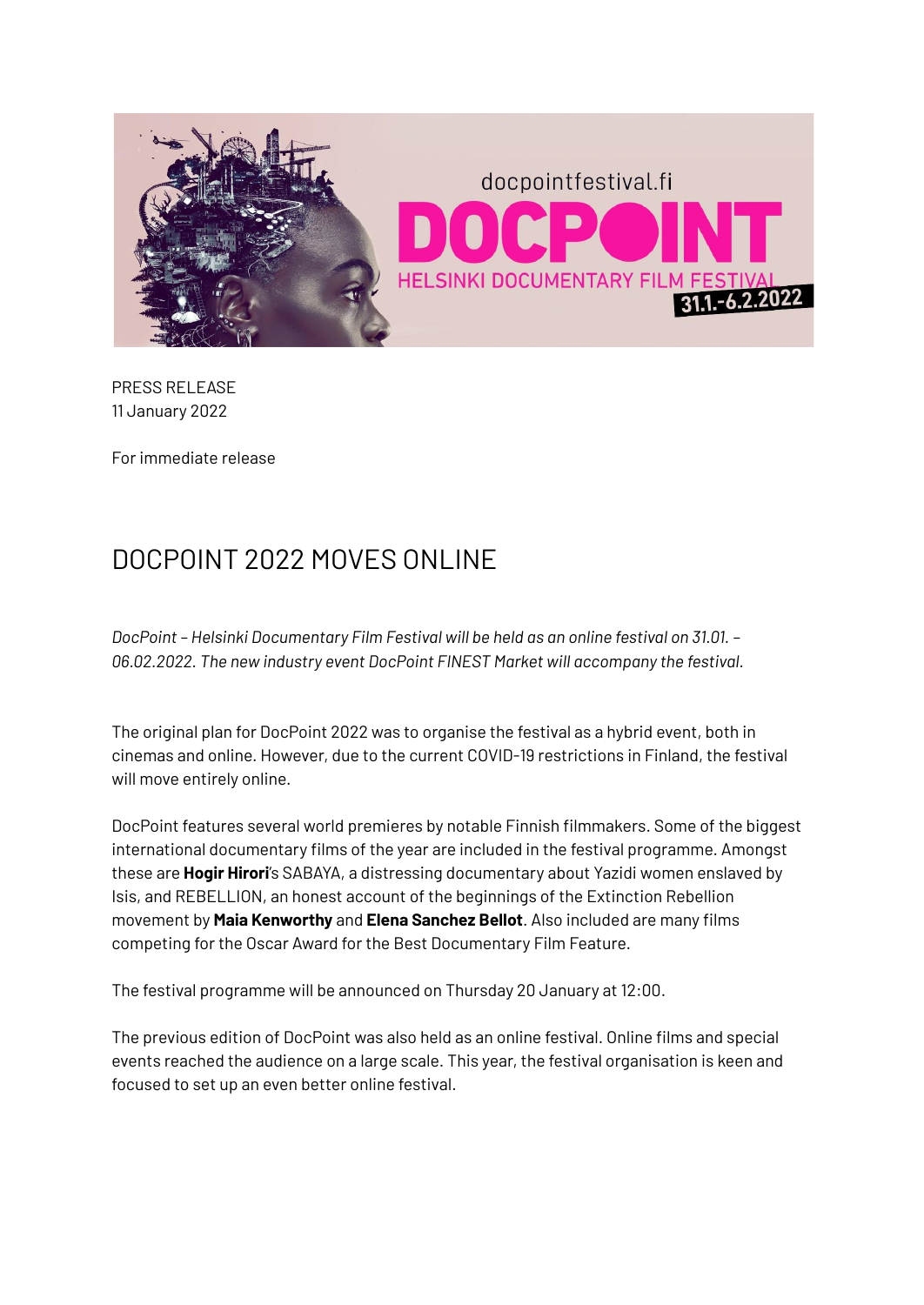PRESS RELEASE
11 January 2022

For immediate release

# DOCPOINT 2022 MOVES ONLINE

*DocPoint – Helsinki Documentary Film Festival will be held as an online festival on 31.01. – 06.02.2022. The new industry event DocPoint FINEST Market will accompany the festival.*

The original plan for DocPoint 2022 was to organise the festival as a hybrid event, both in cinemas and online. However, due to the current COVID-19 restrictions in Finland, the festival will move entirely online.

DocPoint features several world premieres by notable Finnish filmmakers. Some of the biggest international documentary films of the year are included in the festival programme. Amongst these are **Hogir Hirori**'s SABAYA, a distressing documentary about Yazidi women enslaved by Isis, and REBELLION, an honest account of the beginnings of the Extinction Rebellion movement by **Maia Kenworthy** and **Elena Sanchez Bellot**. Also included are many films competing for the Oscar Award for the Best Documentary Film Feature.

The festival programme will be announced on Thursday 20 January at 12:00.

The previous edition of DocPoint was also held as an online festival. Online films and special events reached the audience on a large scale. This year, the festival organisation is keen and focused to set up an even better online festival.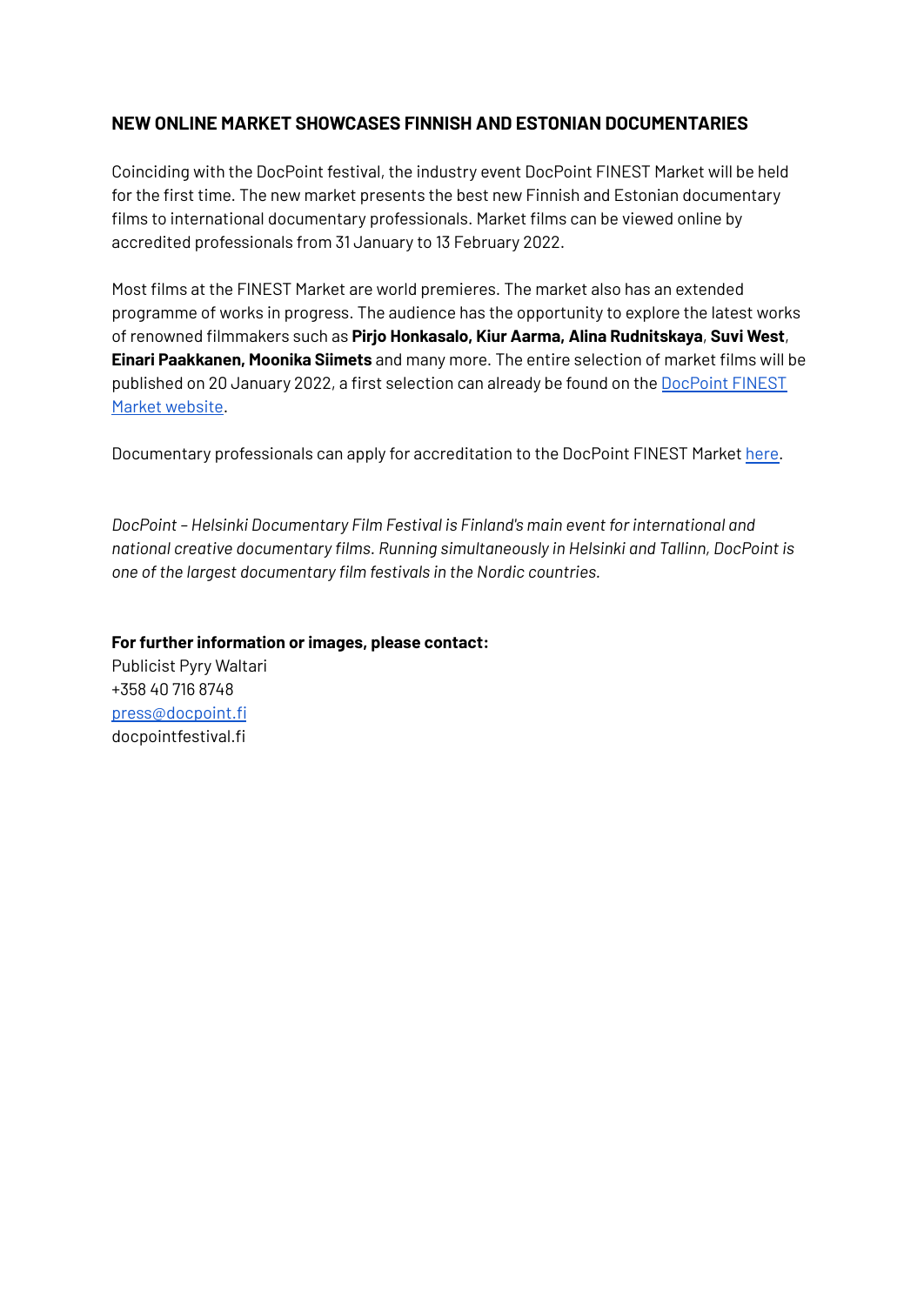**NEW ONLINE MARKET SHOWCASES FINNISH AND ESTONIAN DOCUMENTARIES**

Coinciding with the DocPoint festival, the industry event DocPoint FINEST Market will be held for the first time. The new market presents the best new Finnish and Estonian documentary films to international documentary professionals. Market films can be viewed online by accredited professionals from 31 January to 13 February 2022.

Most films at the FINEST Market are world premieres. The market also has an extended programme of works in progress. The audience has the opportunity to explore the latest works of renowned filmmakers such as **Pirjo Honkasalo, Kiur Aarma, Alina Rudnitskaya**, **Suvi West**, **Einari Paakkanen, Moonika Siimets** and many more. The entire selection of market films will be published on 20 January 2022, a first selection can already be found on the DocPoint FINEST Market website.

Documentary professionals can apply for accreditation to the DocPoint FINEST Market here.

*DocPoint – Helsinki Documentary Film Festival is Finland's main event for international and national creative documentary films. Running simultaneously in Helsinki and Tallinn, DocPoint is one of the largest documentary film festivals in the Nordic countries.*

**For further information or images, please contact:**
Publicist Pyry Waltari
+358 40 716 8748
press@docpoint.fi
docpointfestival.fi